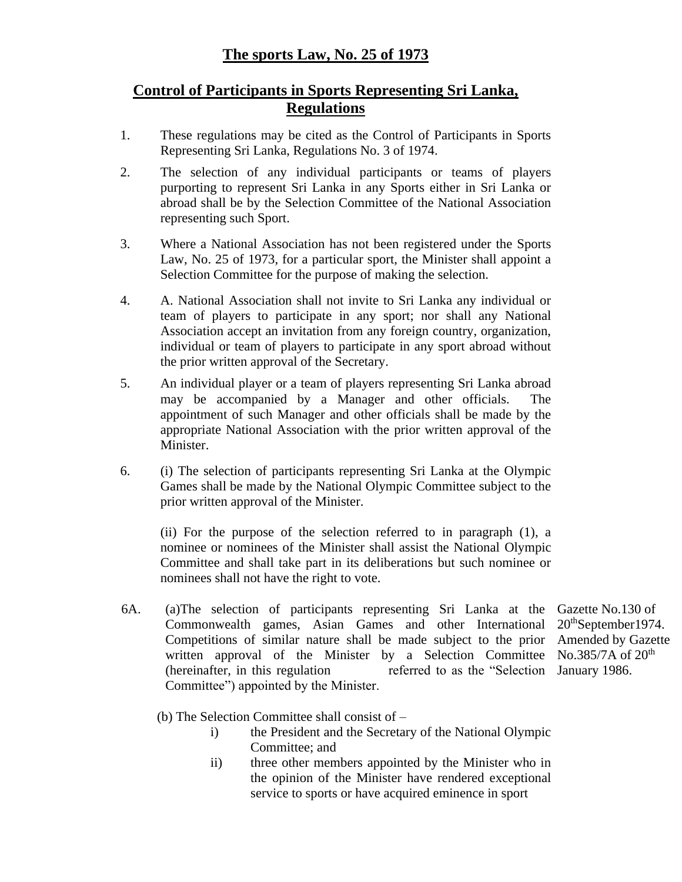# The sports Law, No. 25 of 1973

## Control of Participants in Sports Representing Sri Lanka, Regulations

1. These regulations may be cited as the Control of Participants in Sports Representing Sri Lanka, Regulations No. 3 of 1974.

2. The selection of any individual participants or teams of players purporting to represent Sri Lanka in any Sports either in Sri Lanka or abroad shall be by the Selection Committee of the National Association representing such Sport.

3. Where a National Association has not been registered under the Sports Law, No. 25 of 1973, for a particular sport, the Minister shall appoint a Selection Committee for the purpose of making the selection.

4. A. National Association shall not invite to Sri Lanka any individual or team of players to participate in any sport; nor shall any National Association accept an invitation from any foreign country, organization, individual or team of players to participate in any sport abroad without the prior written approval of the Secretary.

5. An individual player or a team of players representing Sri Lanka abroad may be accompanied by a Manager and other officials. The appointment of such Manager and other officials shall be made by the appropriate National Association with the prior written approval of the Minister.

6. (i) The selection of participants representing Sri Lanka at the Olympic Games shall be made by the National Olympic Committee subject to the prior written approval of the Minister.

   (ii) For the purpose of the selection referred to in paragraph (1), a nominee or nominees of the Minister shall assist the National Olympic Committee and shall take part in its deliberations but such nominee or nominees shall not have the right to vote.

6A. (a)The selection of participants representing Sri Lanka at the Commonwealth games, Asian Games and other International Competitions of similar nature shall be made subject to the prior written approval of the Minister by a Selection Committee (hereinafter, in this regulation referred to as the "Selection Committee") appointed by the Minister.

Gazette No.130 of 20th September1974. Amended by Gazette No.385/7A of 20th January 1986.

(b) The Selection Committee shall consist of –

i) the President and the Secretary of the National Olympic Committee; and

ii) three other members appointed by the Minister who in the opinion of the Minister have rendered exceptional service to sports or have acquired eminence in sport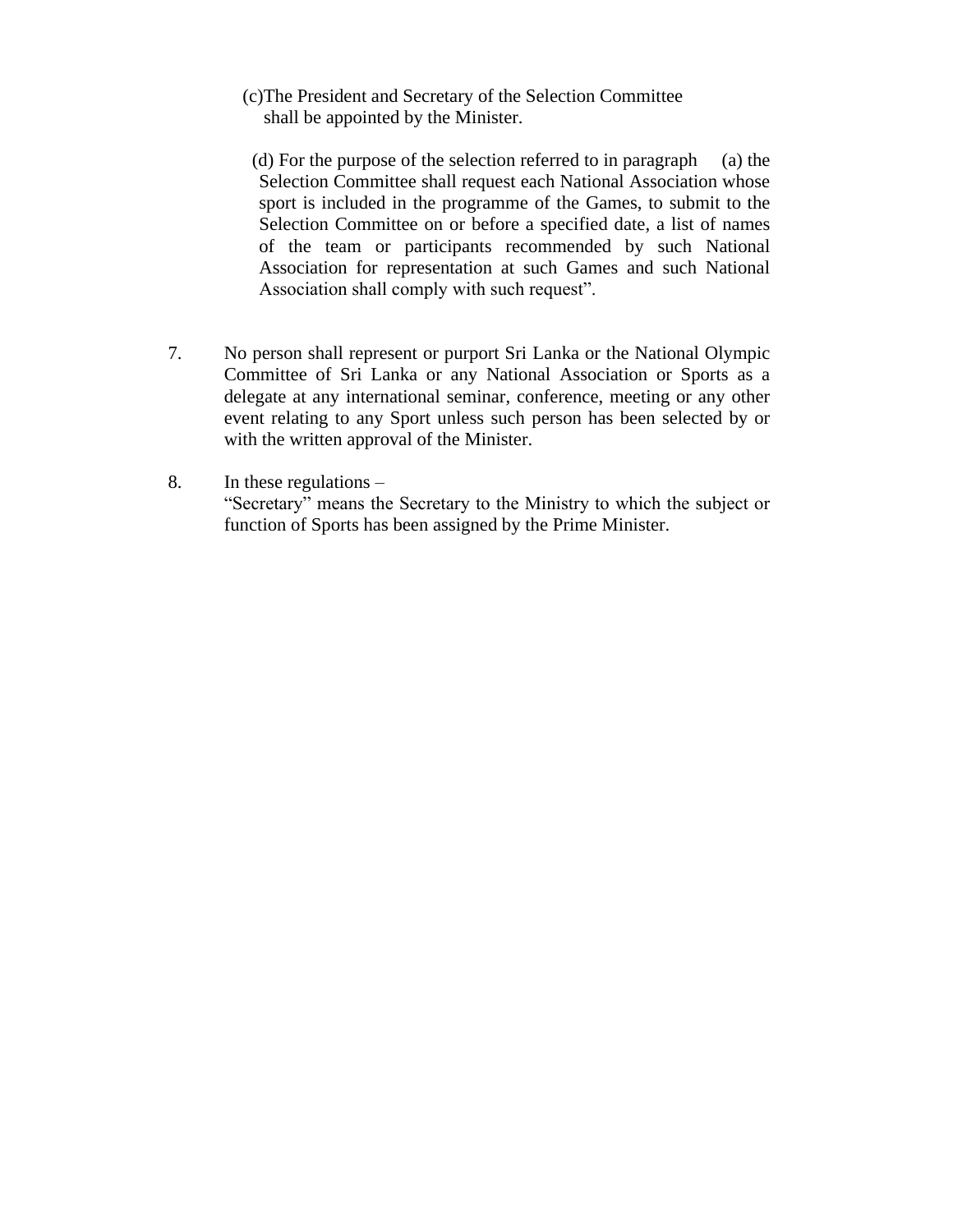(c) The President and Secretary of the Selection Committee shall be appointed by the Minister.

(d) For the purpose of the selection referred to in paragraph (a) the Selection Committee shall request each National Association whose sport is included in the programme of the Games, to submit to the Selection Committee on or before a specified date, a list of names of the team or participants recommended by such National Association for representation at such Games and such National Association shall comply with such request".

7. No person shall represent or purport Sri Lanka or the National Olympic Committee of Sri Lanka or any National Association or Sports as a delegate at any international seminar, conference, meeting or any other event relating to any Sport unless such person has been selected by or with the written approval of the Minister.

8. In these regulations –
"Secretary" means the Secretary to the Ministry to which the subject or function of Sports has been assigned by the Prime Minister.